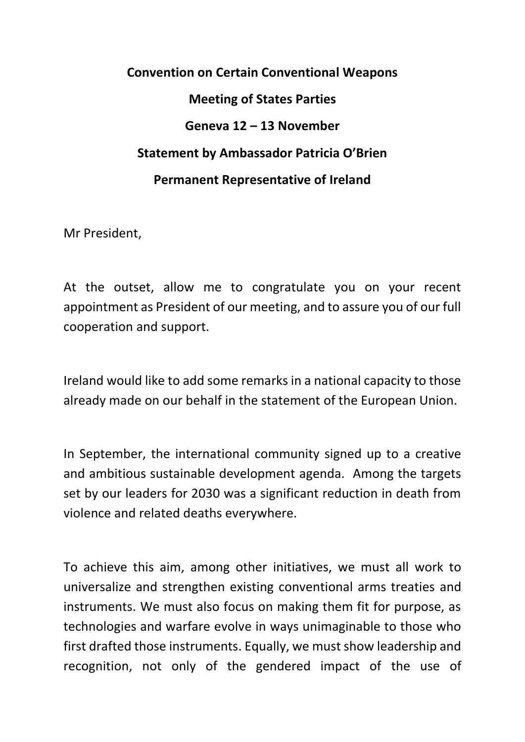**Convention on Certain Conventional Weapons**

**Meeting of States Parties**

**Geneva 12 – 13 November**

**Statement by Ambassador Patricia O'Brien**

**Permanent Representative of Ireland**

Mr President,

At the outset, allow me to congratulate you on your recent appointment as President of our meeting, and to assure you of our full cooperation and support.

Ireland would like to add some remarks in a national capacity to those already made on our behalf in the statement of the European Union.

In September, the international community signed up to a creative and ambitious sustainable development agenda. Among the targets set by our leaders for 2030 was a significant reduction in death from violence and related deaths everywhere.

To achieve this aim, among other initiatives, we must all work to universalize and strengthen existing conventional arms treaties and instruments. We must also focus on making them fit for purpose, as technologies and warfare evolve in ways unimaginable to those who first drafted those instruments. Equally, we must show leadership and recognition, not only of the gendered impact of the use of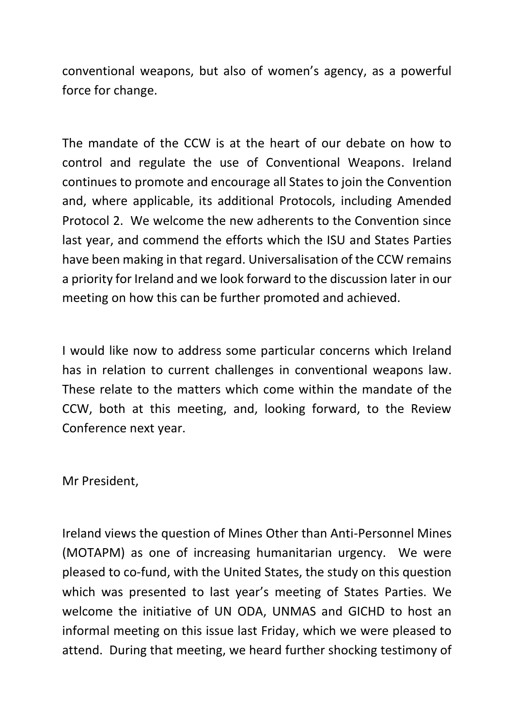conventional weapons, but also of women's agency, as a powerful force for change.

The mandate of the CCW is at the heart of our debate on how to control and regulate the use of Conventional Weapons. Ireland continues to promote and encourage all States to join the Convention and, where applicable, its additional Protocols, including Amended Protocol 2. We welcome the new adherents to the Convention since last year, and commend the efforts which the ISU and States Parties have been making in that regard. Universalisation of the CCW remains a priority for Ireland and we look forward to the discussion later in our meeting on how this can be further promoted and achieved.

I would like now to address some particular concerns which Ireland has in relation to current challenges in conventional weapons law. These relate to the matters which come within the mandate of the CCW, both at this meeting, and, looking forward, to the Review Conference next year.

Mr President,

Ireland views the question of Mines Other than Anti-Personnel Mines (MOTAPM) as one of increasing humanitarian urgency. We were pleased to co-fund, with the United States, the study on this question which was presented to last year's meeting of States Parties. We welcome the initiative of UN ODA, UNMAS and GICHD to host an informal meeting on this issue last Friday, which we were pleased to attend. During that meeting, we heard further shocking testimony of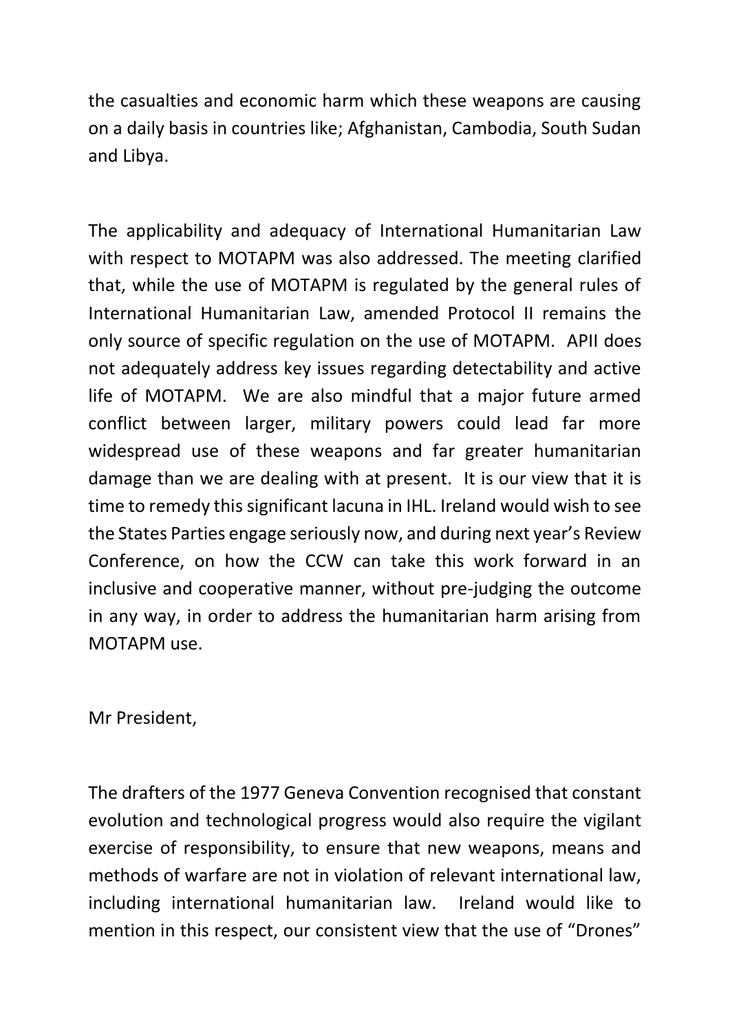the casualties and economic harm which these weapons are causing on a daily basis in countries like; Afghanistan, Cambodia, South Sudan and Libya.

The applicability and adequacy of International Humanitarian Law with respect to MOTAPM was also addressed. The meeting clarified that, while the use of MOTAPM is regulated by the general rules of International Humanitarian Law, amended Protocol II remains the only source of specific regulation on the use of MOTAPM. APII does not adequately address key issues regarding detectability and active life of MOTAPM. We are also mindful that a major future armed conflict between larger, military powers could lead far more widespread use of these weapons and far greater humanitarian damage than we are dealing with at present. It is our view that it is time to remedy this significant lacuna in IHL. Ireland would wish to see the States Parties engage seriously now, and during next year's Review Conference, on how the CCW can take this work forward in an inclusive and cooperative manner, without pre-judging the outcome in any way, in order to address the humanitarian harm arising from MOTAPM use.

Mr President,

The drafters of the 1977 Geneva Convention recognised that constant evolution and technological progress would also require the vigilant exercise of responsibility, to ensure that new weapons, means and methods of warfare are not in violation of relevant international law, including international humanitarian law. Ireland would like to mention in this respect, our consistent view that the use of "Drones"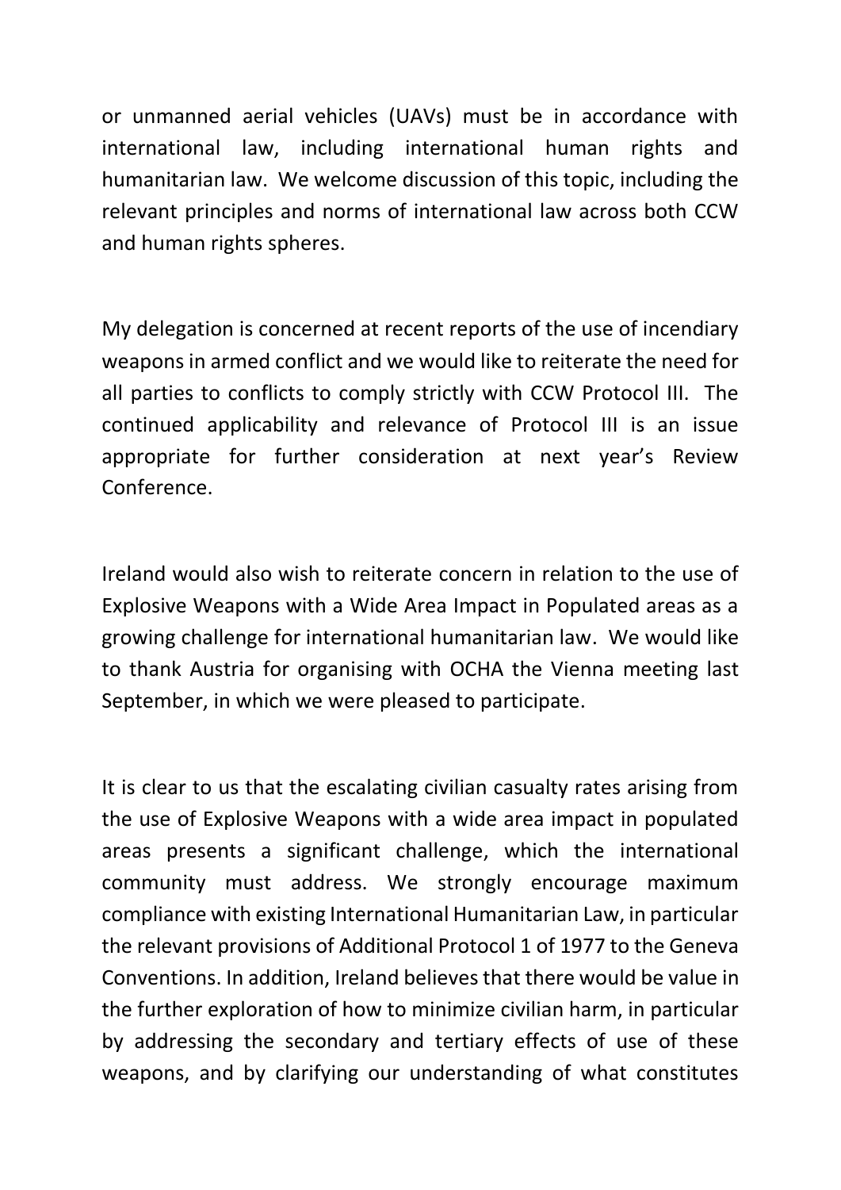or unmanned aerial vehicles (UAVs) must be in accordance with international law, including international human rights and humanitarian law. We welcome discussion of this topic, including the relevant principles and norms of international law across both CCW and human rights spheres.

My delegation is concerned at recent reports of the use of incendiary weapons in armed conflict and we would like to reiterate the need for all parties to conflicts to comply strictly with CCW Protocol III. The continued applicability and relevance of Protocol III is an issue appropriate for further consideration at next year's Review Conference.

Ireland would also wish to reiterate concern in relation to the use of Explosive Weapons with a Wide Area Impact in Populated areas as a growing challenge for international humanitarian law. We would like to thank Austria for organising with OCHA the Vienna meeting last September, in which we were pleased to participate.

It is clear to us that the escalating civilian casualty rates arising from the use of Explosive Weapons with a wide area impact in populated areas presents a significant challenge, which the international community must address. We strongly encourage maximum compliance with existing International Humanitarian Law, in particular the relevant provisions of Additional Protocol 1 of 1977 to the Geneva Conventions. In addition, Ireland believes that there would be value in the further exploration of how to minimize civilian harm, in particular by addressing the secondary and tertiary effects of use of these weapons, and by clarifying our understanding of what constitutes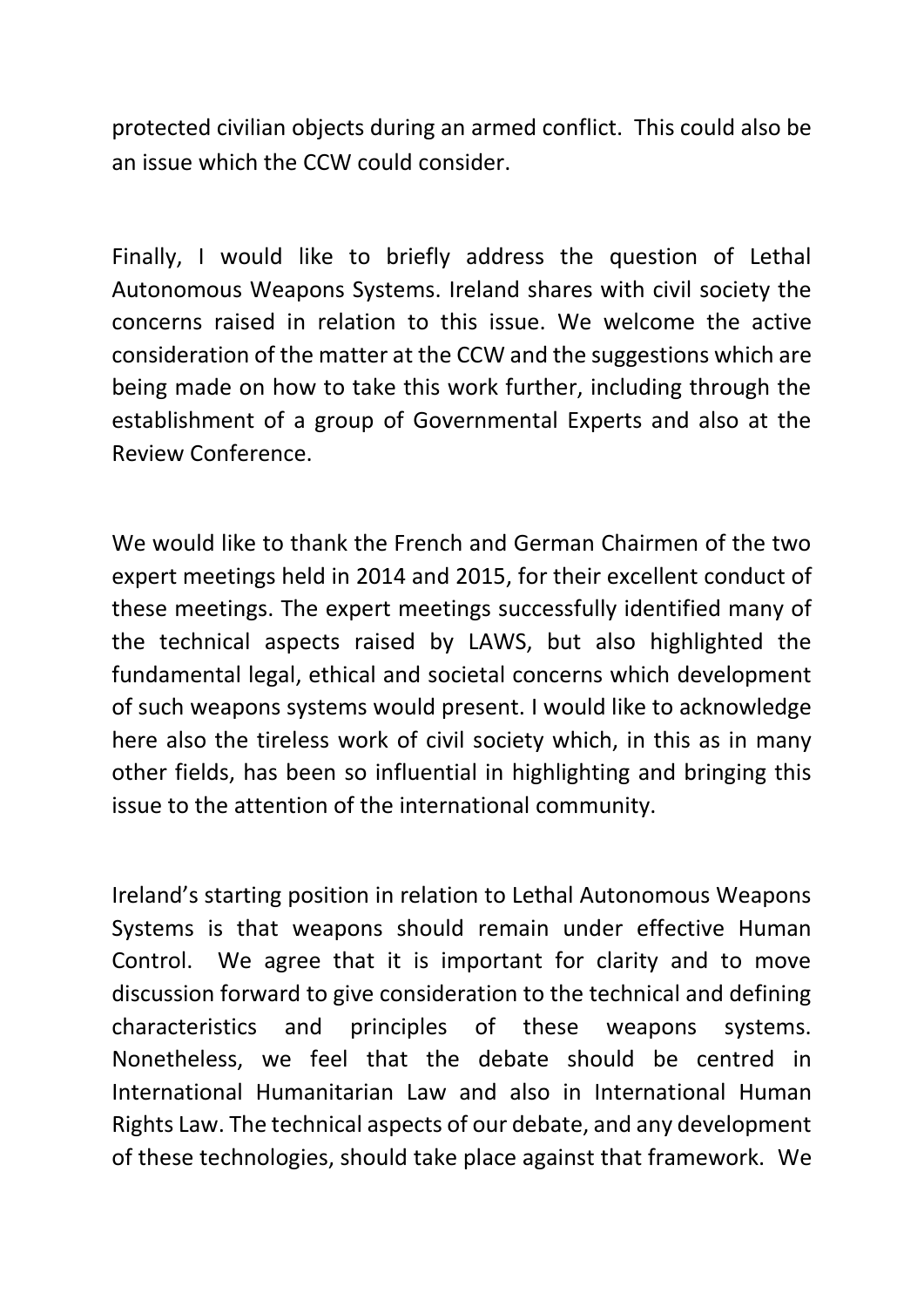protected civilian objects during an armed conflict.  This could also be an issue which the CCW could consider.

Finally, I would like to briefly address the question of Lethal Autonomous Weapons Systems. Ireland shares with civil society the concerns raised in relation to this issue. We welcome the active consideration of the matter at the CCW and the suggestions which are being made on how to take this work further, including through the establishment of a group of Governmental Experts and also at the Review Conference.

We would like to thank the French and German Chairmen of the two expert meetings held in 2014 and 2015, for their excellent conduct of these meetings. The expert meetings successfully identified many of the technical aspects raised by LAWS, but also highlighted the fundamental legal, ethical and societal concerns which development of such weapons systems would present. I would like to acknowledge here also the tireless work of civil society which, in this as in many other fields, has been so influential in highlighting and bringing this issue to the attention of the international community.

Ireland's starting position in relation to Lethal Autonomous Weapons Systems is that weapons should remain under effective Human Control.  We agree that it is important for clarity and to move discussion forward to give consideration to the technical and defining characteristics and principles of these weapons systems. Nonetheless, we feel that the debate should be centred in International Humanitarian Law and also in International Human Rights Law. The technical aspects of our debate, and any development of these technologies, should take place against that framework.  We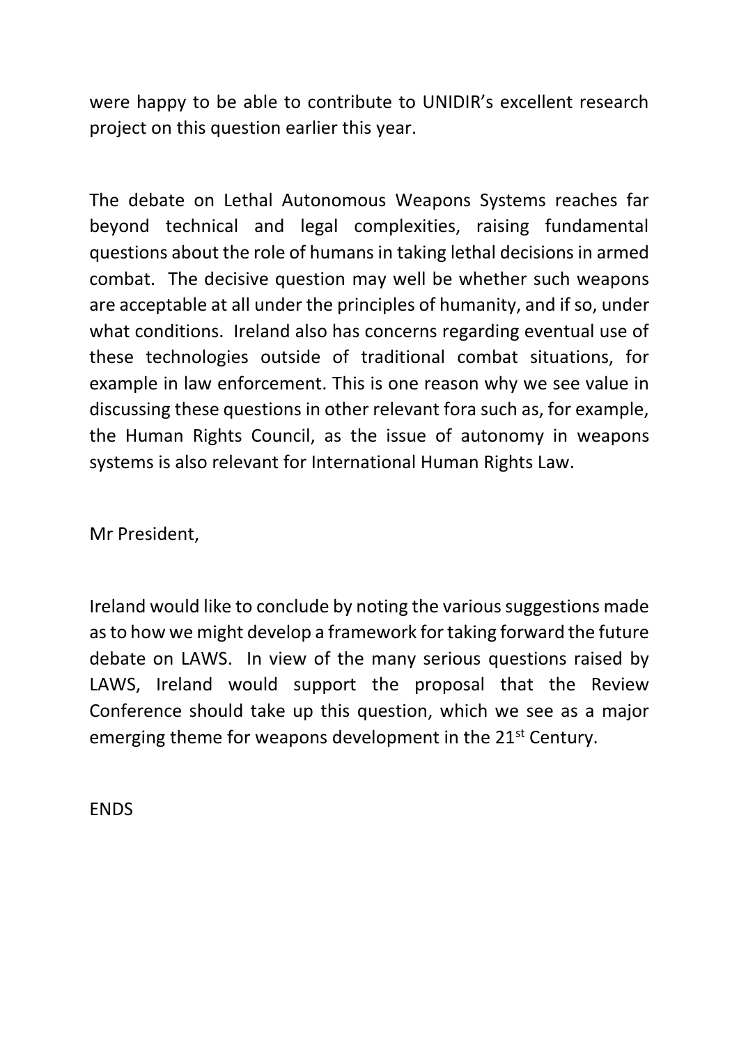were happy to be able to contribute to UNIDIR's excellent research project on this question earlier this year.

The debate on Lethal Autonomous Weapons Systems reaches far beyond technical and legal complexities, raising fundamental questions about the role of humans in taking lethal decisions in armed combat. The decisive question may well be whether such weapons are acceptable at all under the principles of humanity, and if so, under what conditions. Ireland also has concerns regarding eventual use of these technologies outside of traditional combat situations, for example in law enforcement. This is one reason why we see value in discussing these questions in other relevant fora such as, for example, the Human Rights Council, as the issue of autonomy in weapons systems is also relevant for International Human Rights Law.

Mr President,

Ireland would like to conclude by noting the various suggestions made as to how we might develop a framework for taking forward the future debate on LAWS. In view of the many serious questions raised by LAWS, Ireland would support the proposal that the Review Conference should take up this question, which we see as a major emerging theme for weapons development in the 21st Century.

ENDS